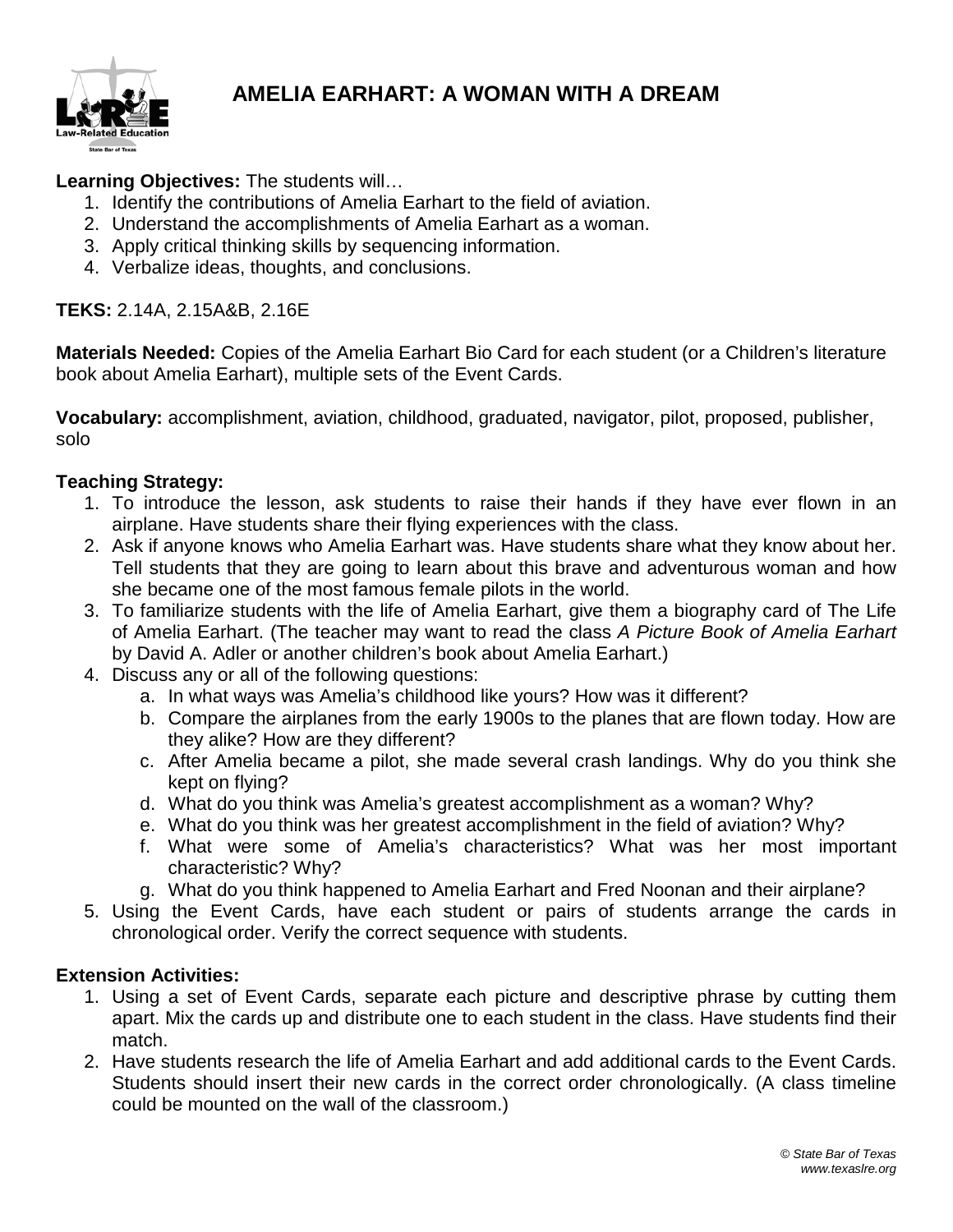# AMELIA EARHART: A WOMAN WITH A DREAM

**Learning Objectives:** The students will…

1. Identify the contributions of Amelia Earhart to the field of aviation.
2. Understand the accomplishments of Amelia Earhart as a woman.
3. Apply critical thinking skills by sequencing information.
4. Verbalize ideas, thoughts, and conclusions.

**TEKS:** 2.14A, 2.15A&B, 2.16E

**Materials Needed:** Copies of the Amelia Earhart Bio Card for each student (or a Children's literature book about Amelia Earhart), multiple sets of the Event Cards.

**Vocabulary:** accomplishment, aviation, childhood, graduated, navigator, pilot, proposed, publisher, solo

**Teaching Strategy:**

1. To introduce the lesson, ask students to raise their hands if they have ever flown in an airplane. Have students share their flying experiences with the class.
2. Ask if anyone knows who Amelia Earhart was. Have students share what they know about her. Tell students that they are going to learn about this brave and adventurous woman and how she became one of the most famous female pilots in the world.
3. To familiarize students with the life of Amelia Earhart, give them a biography card of The Life of Amelia Earhart. (The teacher may want to read the class *A Picture Book of Amelia Earhart* by David A. Adler or another children's book about Amelia Earhart.)
4. Discuss any or all of the following questions:
   a. In what ways was Amelia's childhood like yours? How was it different?
   b. Compare the airplanes from the early 1900s to the planes that are flown today. How are they alike? How are they different?
   c. After Amelia became a pilot, she made several crash landings. Why do you think she kept on flying?
   d. What do you think was Amelia's greatest accomplishment as a woman? Why?
   e. What do you think was her greatest accomplishment in the field of aviation? Why?
   f. What were some of Amelia's characteristics? What was her most important characteristic? Why?
   g. What do you think happened to Amelia Earhart and Fred Noonan and their airplane?
5. Using the Event Cards, have each student or pairs of students arrange the cards in chronological order. Verify the correct sequence with students.

**Extension Activities:**

1. Using a set of Event Cards, separate each picture and descriptive phrase by cutting them apart. Mix the cards up and distribute one to each student in the class. Have students find their match.
2. Have students research the life of Amelia Earhart and add additional cards to the Event Cards. Students should insert their new cards in the correct order chronologically. (A class timeline could be mounted on the wall of the classroom.)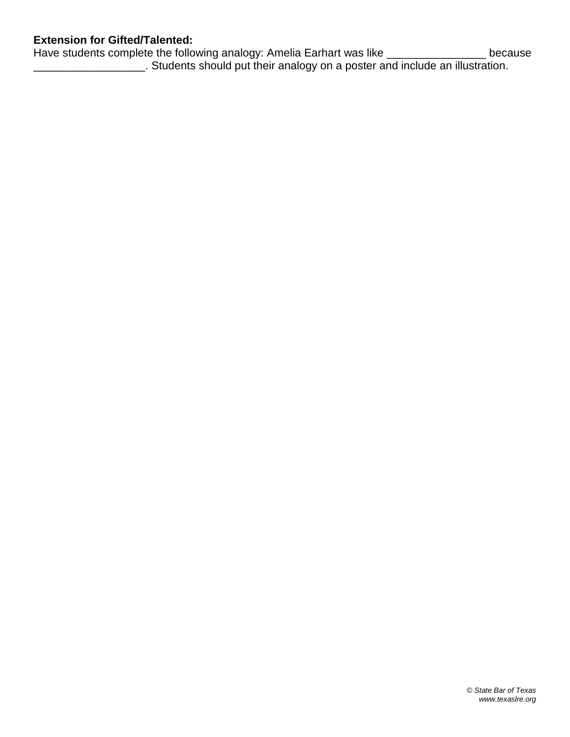**Extension for Gifted/Talented:**
Have students complete the following analogy: Amelia Earhart was like ________________ because __________________. Students should put their analogy on a poster and include an illustration.

*© State Bar of Texas*
*www.texaslre.org*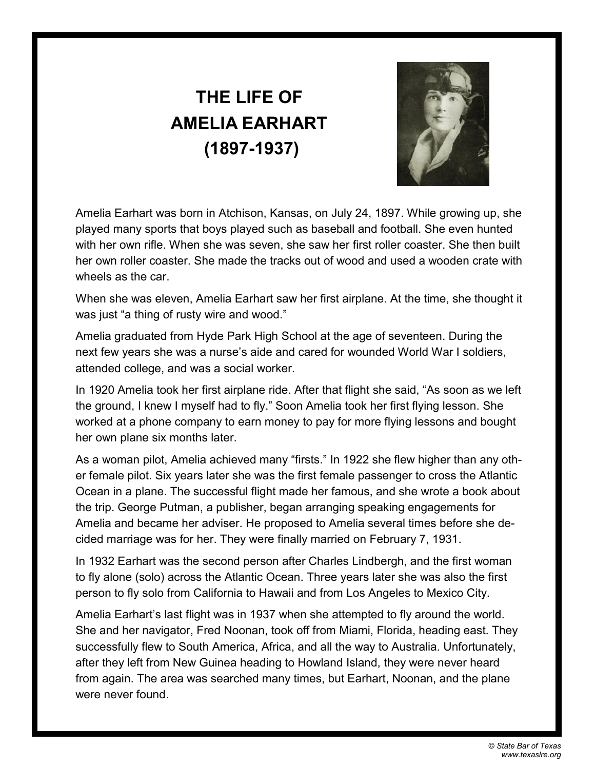# THE LIFE OF AMELIA EARHART (1897-1937)

Amelia Earhart was born in Atchison, Kansas, on July 24, 1897. While growing up, she played many sports that boys played such as baseball and football. She even hunted with her own rifle. When she was seven, she saw her first roller coaster. She then built her own roller coaster. She made the tracks out of wood and used a wooden crate with wheels as the car.

When she was eleven, Amelia Earhart saw her first airplane. At the time, she thought it was just "a thing of rusty wire and wood."

Amelia graduated from Hyde Park High School at the age of seventeen. During the next few years she was a nurse's aide and cared for wounded World War I soldiers, attended college, and was a social worker.

In 1920 Amelia took her first airplane ride. After that flight she said, "As soon as we left the ground, I knew I myself had to fly." Soon Amelia took her first flying lesson. She worked at a phone company to earn money to pay for more flying lessons and bought her own plane six months later.

As a woman pilot, Amelia achieved many "firsts." In 1922 she flew higher than any other female pilot. Six years later she was the first female passenger to cross the Atlantic Ocean in a plane. The successful flight made her famous, and she wrote a book about the trip. George Putman, a publisher, began arranging speaking engagements for Amelia and became her adviser. He proposed to Amelia several times before she decided marriage was for her. They were finally married on February 7, 1931.

In 1932 Earhart was the second person after Charles Lindbergh, and the first woman to fly alone (solo) across the Atlantic Ocean. Three years later she was also the first person to fly solo from California to Hawaii and from Los Angeles to Mexico City.

Amelia Earhart's last flight was in 1937 when she attempted to fly around the world. She and her navigator, Fred Noonan, took off from Miami, Florida, heading east. They successfully flew to South America, Africa, and all the way to Australia. Unfortunately, after they left from New Guinea heading to Howland Island, they were never heard from again. The area was searched many times, but Earhart, Noonan, and the plane were never found.

*© State Bar of Texas*
*www.texaslre.org*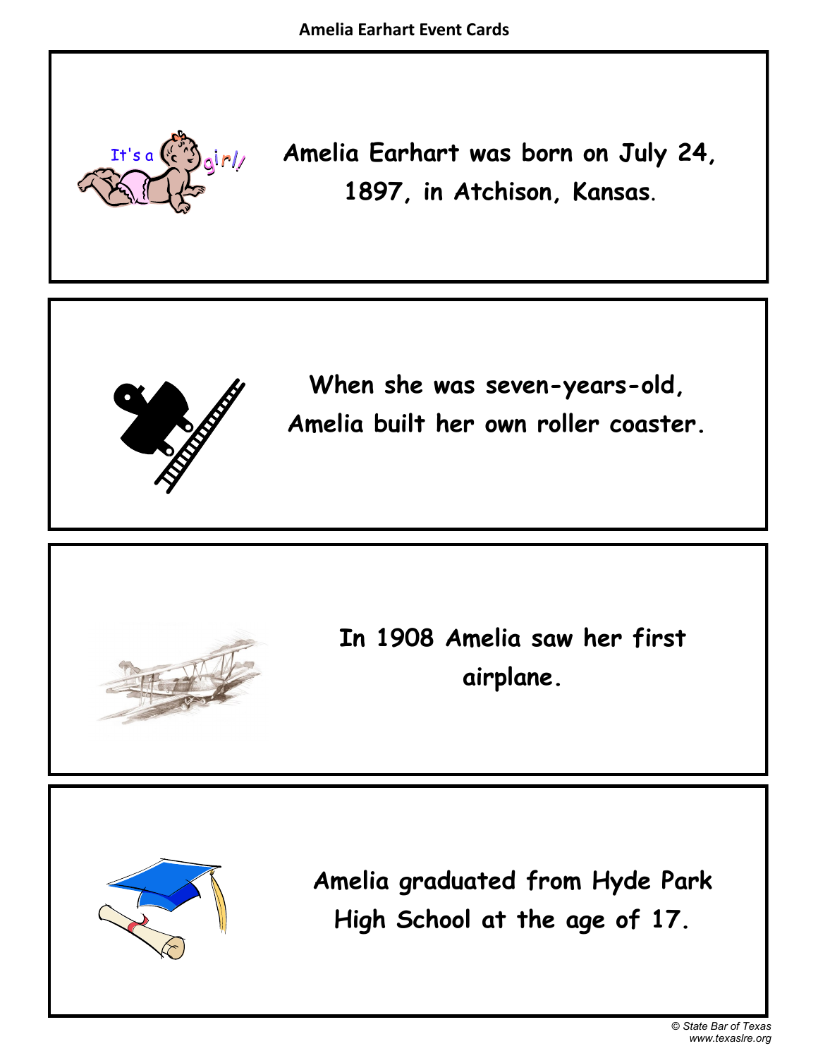**Amelia Earhart Event Cards**

Amelia Earhart was born on July 24, 1897, in Atchison, Kansas.

When she was seven-years-old, Amelia built her own roller coaster.

In 1908 Amelia saw her first airplane.

Amelia graduated from Hyde Park High School at the age of 17.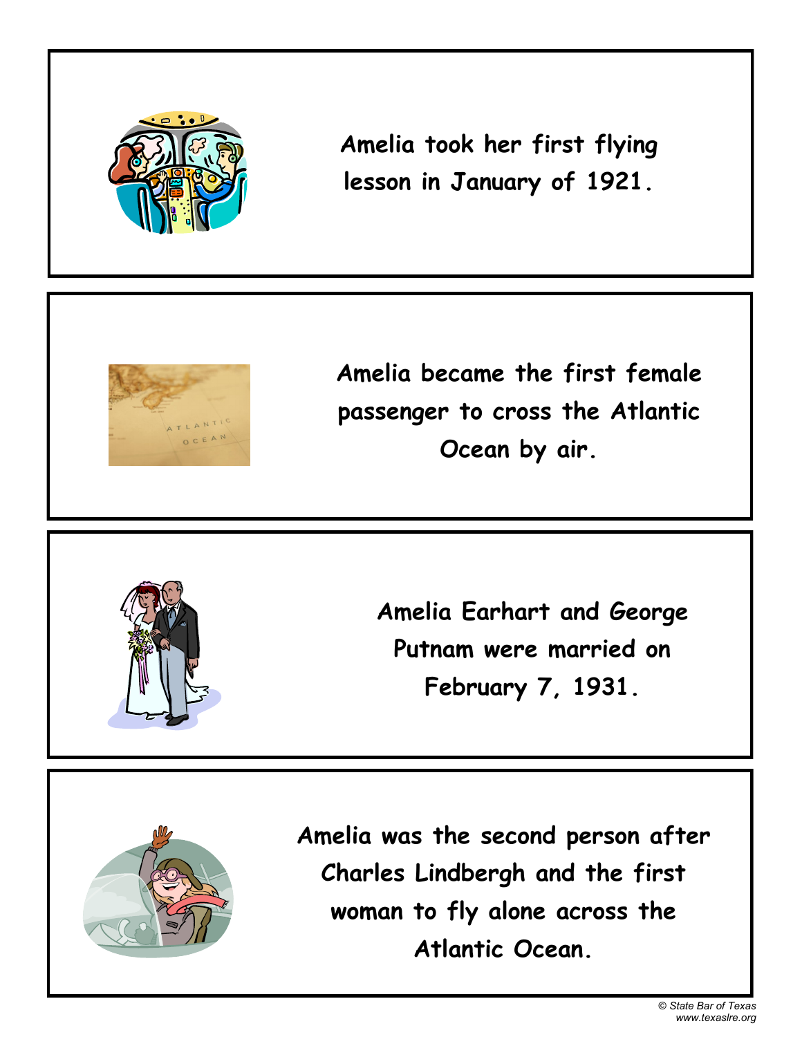Amelia took her first flying lesson in January of 1921.

Amelia became the first female passenger to cross the Atlantic Ocean by air.

Amelia Earhart and George Putnam were married on February 7, 1931.

Amelia was the second person after Charles Lindbergh and the first woman to fly alone across the Atlantic Ocean.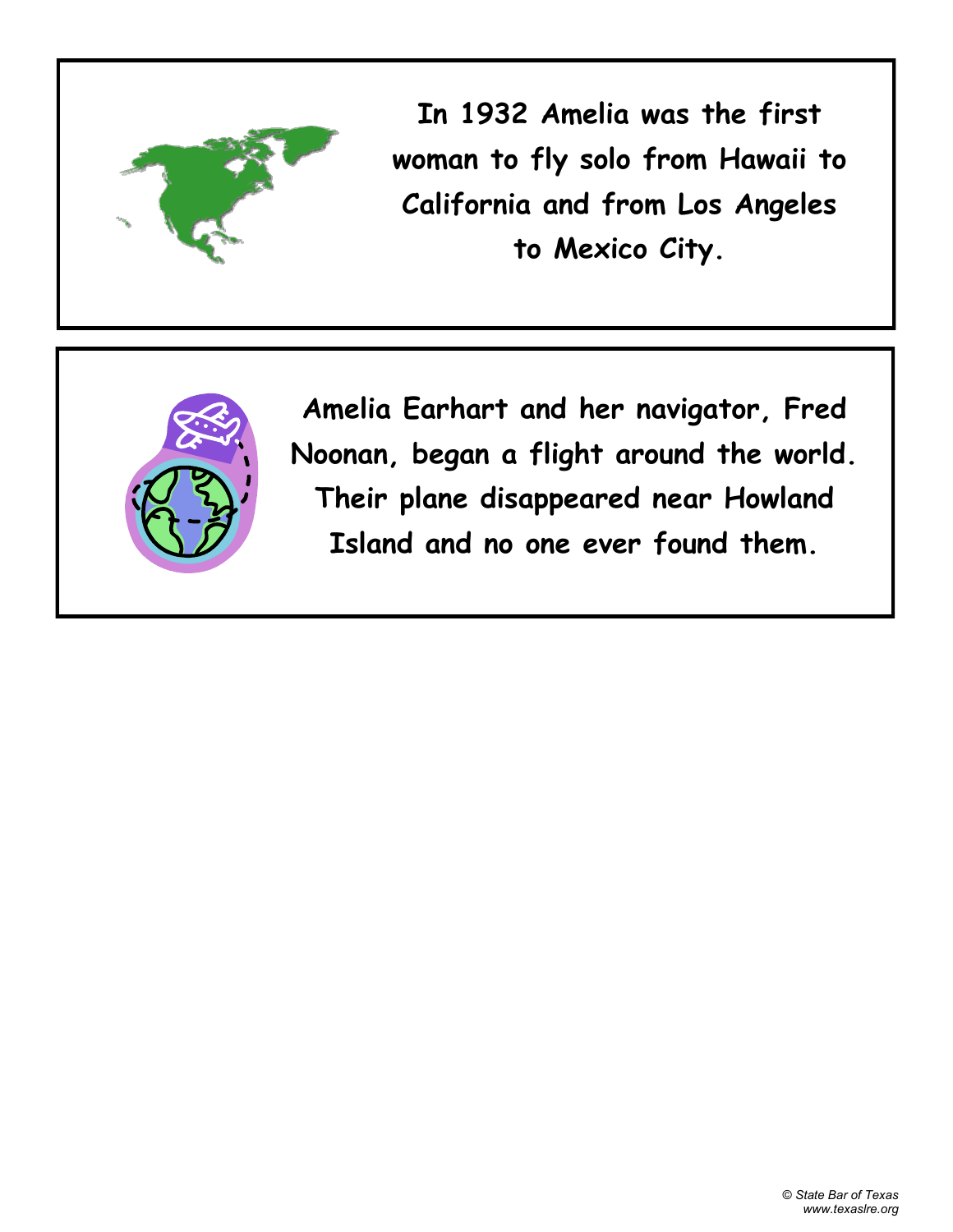In 1932 Amelia was the first woman to fly solo from Hawaii to California and from Los Angeles to Mexico City.

Amelia Earhart and her navigator, Fred Noonan, began a flight around the world. Their plane disappeared near Howland Island and no one ever found them.